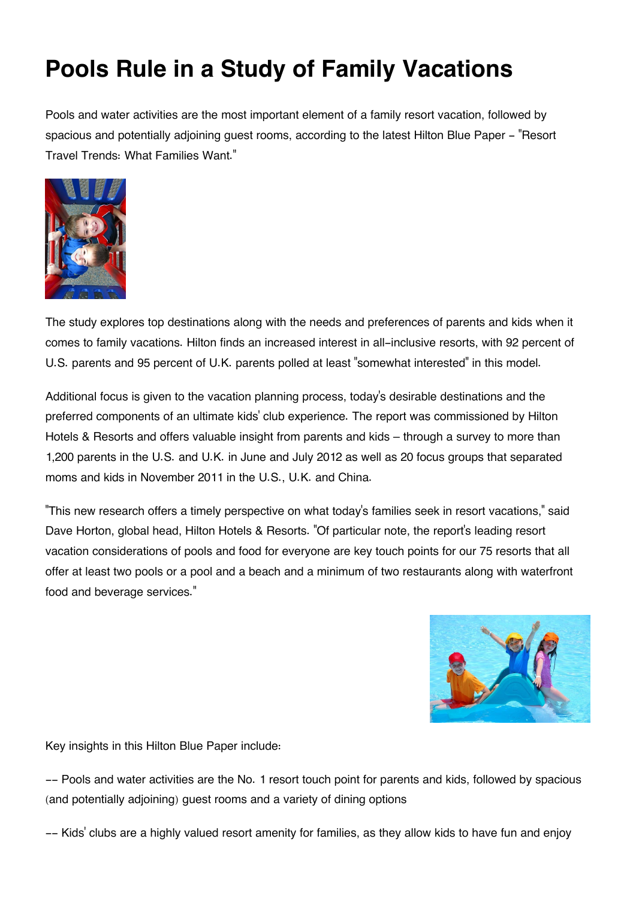# Pools Rule in a Study of Family Vacations

Pools and water activities are the most important element of a family resort vacation, followed by spacious and potentially adjoining guest rooms, according to the latest Hilton Blue Paper - "Resort Travel Trends: What Families Want."

The study explores top destinations along with the needs and preferences of parents and kids when it comes to family vacations. Hilton finds an increased interest in all-inclusive resorts, with 92 percent of U.S. parents and 95 percent of U.K. parents polled at least "somewhat interested" in this model.

Additional focus is given to the vacation planning process, today's desirable destinations and the preferred components of an ultimate kids' club experience. The report was commissioned by Hilton Hotels & Resorts and offers valuable insight from parents and kids – through a survey to more than 1,200 parents in the U.S. and U.K. in June and July 2012 as well as 20 focus groups that separated moms and kids in November 2011 in the U.S., U.K. and China.

"This new research offers a timely perspective on what today's families seek in resort vacations," said Dave Horton, global head, Hilton Hotels & Resorts. "Of particular note, the report's leading resort vacation considerations of pools and food for everyone are key touch points for our 75 resorts that all offer at least two pools or a pool and a beach and a minimum of two restaurants along with waterfront food and beverage services."

Key insights in this Hilton Blue Paper include:

-- Pools and water activities are the No. 1 resort touch point for parents and kids, followed by spacious (and potentially adjoining) guest rooms and a variety of dining options

-- Kids' clubs are a highly valued resort amenity for families, as they allow kids to have fun and enjoy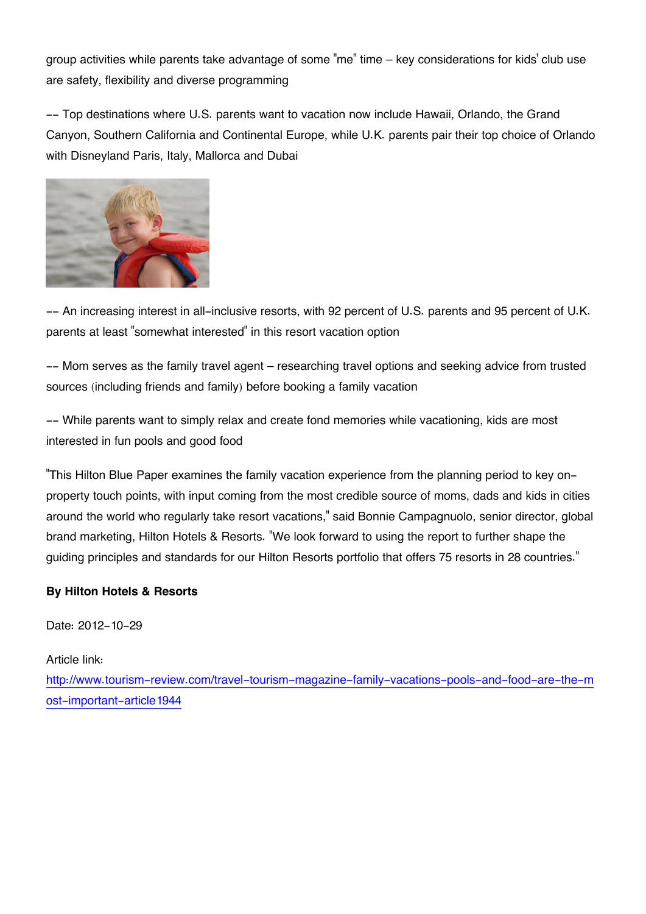group activities while parents take advantage of some "me" time – key considerations for kids' club use are safety, flexibility and diverse programming

-- Top destinations where U.S. parents want to vacation now include Hawaii, Orlando, the Grand Canyon, Southern California and Continental Europe, while U.K. parents pair their top choice of Orlando with Disneyland Paris, Italy, Mallorca and Dubai

-- An increasing interest in all-inclusive resorts, with 92 percent of U.S. parents and 95 percent of U.K. parents at least "somewhat interested" in this resort vacation option

-- Mom serves as the family travel agent – researching travel options and seeking advice from trusted sources (including friends and family) before booking a family vacation

-- While parents want to simply relax and create fond memories while vacationing, kids are most interested in fun pools and good food

"This Hilton Blue Paper examines the family vacation experience from the planning period to key on-property touch points, with input coming from the most credible source of moms, dads and kids in cities around the world who regularly take resort vacations," said Bonnie Campagnuolo, senior director, global brand marketing, Hilton Hotels & Resorts. "We look forward to using the report to further shape the guiding principles and standards for our Hilton Resorts portfolio that offers 75 resorts in 28 countries."

**By Hilton Hotels & Resorts**

Date: 2012-10-29

Article link:
[http://www.tourism-review.com/travel-tourism-magazine-family-vacations-pools-and-food-are-the-most-important-article1944](http://www.tourism-review.com/travel-tourism-magazine-family-vacations-pools-and-food-are-the-most-important-article1944)